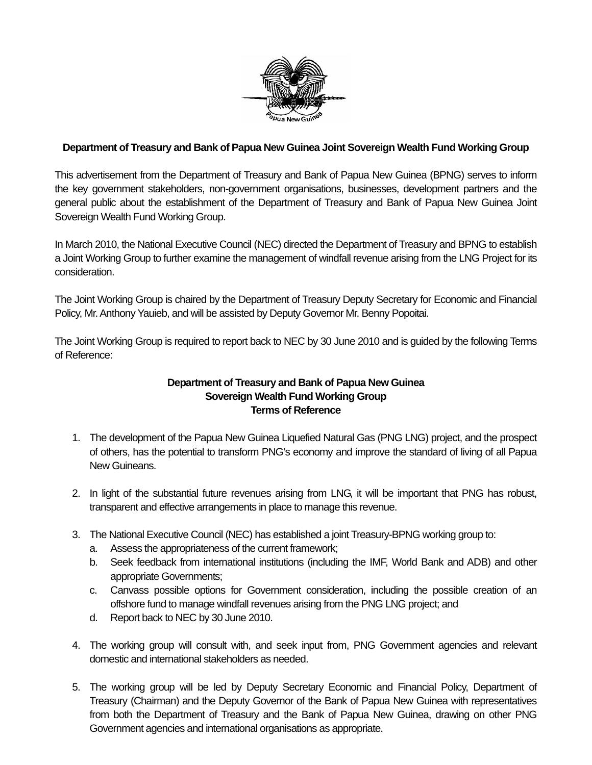**Department of Treasury and Bank of Papua New Guinea Joint Sovereign Wealth Fund Working Group**

This advertisement from the Department of Treasury and Bank of Papua New Guinea (BPNG) serves to inform the key government stakeholders, non-government organisations, businesses, development partners and the general public about the establishment of the Department of Treasury and Bank of Papua New Guinea Joint Sovereign Wealth Fund Working Group.

In March 2010, the National Executive Council (NEC) directed the Department of Treasury and BPNG to establish a Joint Working Group to further examine the management of windfall revenue arising from the LNG Project for its consideration.

The Joint Working Group is chaired by the Department of Treasury Deputy Secretary for Economic and Financial Policy, Mr. Anthony Yauieb, and will be assisted by Deputy Governor Mr. Benny Popoitai.

The Joint Working Group is required to report back to NEC by 30 June 2010 and is guided by the following Terms of Reference:

**Department of Treasury and Bank of Papua New Guinea**
**Sovereign Wealth Fund Working Group**
**Terms of Reference**

1. The development of the Papua New Guinea Liquefied Natural Gas (PNG LNG) project, and the prospect of others, has the potential to transform PNG's economy and improve the standard of living of all Papua New Guineans.

2. In light of the substantial future revenues arising from LNG, it will be important that PNG has robust, transparent and effective arrangements in place to manage this revenue.

3. The National Executive Council (NEC) has established a joint Treasury-BPNG working group to:
   a. Assess the appropriateness of the current framework;
   b. Seek feedback from international institutions (including the IMF, World Bank and ADB) and other appropriate Governments;
   c. Canvass possible options for Government consideration, including the possible creation of an offshore fund to manage windfall revenues arising from the PNG LNG project; and
   d. Report back to NEC by 30 June 2010.

4. The working group will consult with, and seek input from, PNG Government agencies and relevant domestic and international stakeholders as needed.

5. The working group will be led by Deputy Secretary Economic and Financial Policy, Department of Treasury (Chairman) and the Deputy Governor of the Bank of Papua New Guinea with representatives from both the Department of Treasury and the Bank of Papua New Guinea, drawing on other PNG Government agencies and international organisations as appropriate.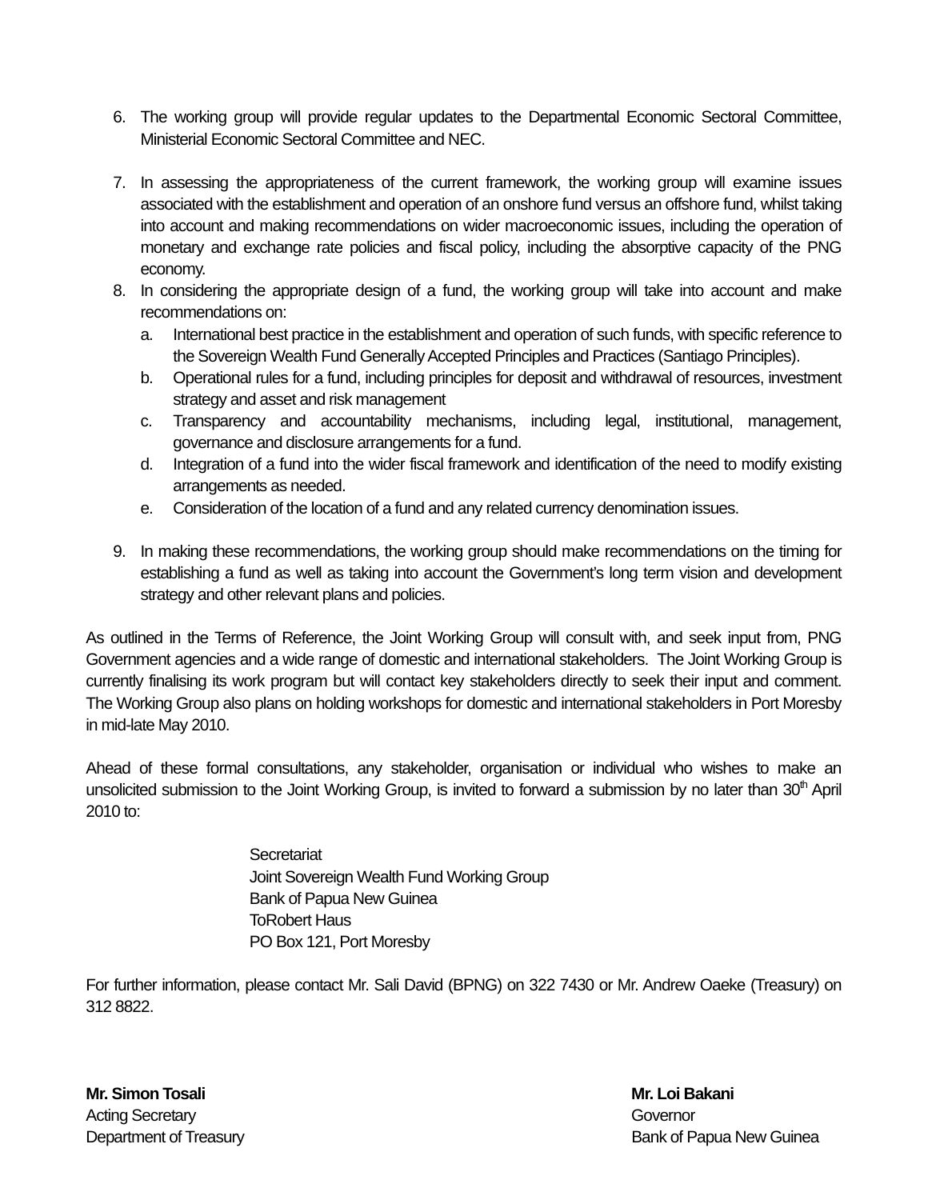6. The working group will provide regular updates to the Departmental Economic Sectoral Committee, Ministerial Economic Sectoral Committee and NEC.

7. In assessing the appropriateness of the current framework, the working group will examine issues associated with the establishment and operation of an onshore fund versus an offshore fund, whilst taking into account and making recommendations on wider macroeconomic issues, including the operation of monetary and exchange rate policies and fiscal policy, including the absorptive capacity of the PNG economy.
8. In considering the appropriate design of a fund, the working group will take into account and make recommendations on:
   a. International best practice in the establishment and operation of such funds, with specific reference to the Sovereign Wealth Fund Generally Accepted Principles and Practices (Santiago Principles).
   b. Operational rules for a fund, including principles for deposit and withdrawal of resources, investment strategy and asset and risk management
   c. Transparency and accountability mechanisms, including legal, institutional, management, governance and disclosure arrangements for a fund.
   d. Integration of a fund into the wider fiscal framework and identification of the need to modify existing arrangements as needed.
   e. Consideration of the location of a fund and any related currency denomination issues.

9. In making these recommendations, the working group should make recommendations on the timing for establishing a fund as well as taking into account the Government's long term vision and development strategy and other relevant plans and policies.

As outlined in the Terms of Reference, the Joint Working Group will consult with, and seek input from, PNG Government agencies and a wide range of domestic and international stakeholders. The Joint Working Group is currently finalising its work program but will contact key stakeholders directly to seek their input and comment. The Working Group also plans on holding workshops for domestic and international stakeholders in Port Moresby in mid-late May 2010.

Ahead of these formal consultations, any stakeholder, organisation or individual who wishes to make an unsolicited submission to the Joint Working Group, is invited to forward a submission by no later than 30th April 2010 to:

Secretariat
Joint Sovereign Wealth Fund Working Group
Bank of Papua New Guinea
ToRobert Haus
PO Box 121, Port Moresby

For further information, please contact Mr. Sali David (BPNG) on 322 7430 or Mr. Andrew Oaeke (Treasury) on 312 8822.

**Mr. Simon Tosali**
Acting Secretary
Department of Treasury

**Mr. Loi Bakani**
Governor
Bank of Papua New Guinea